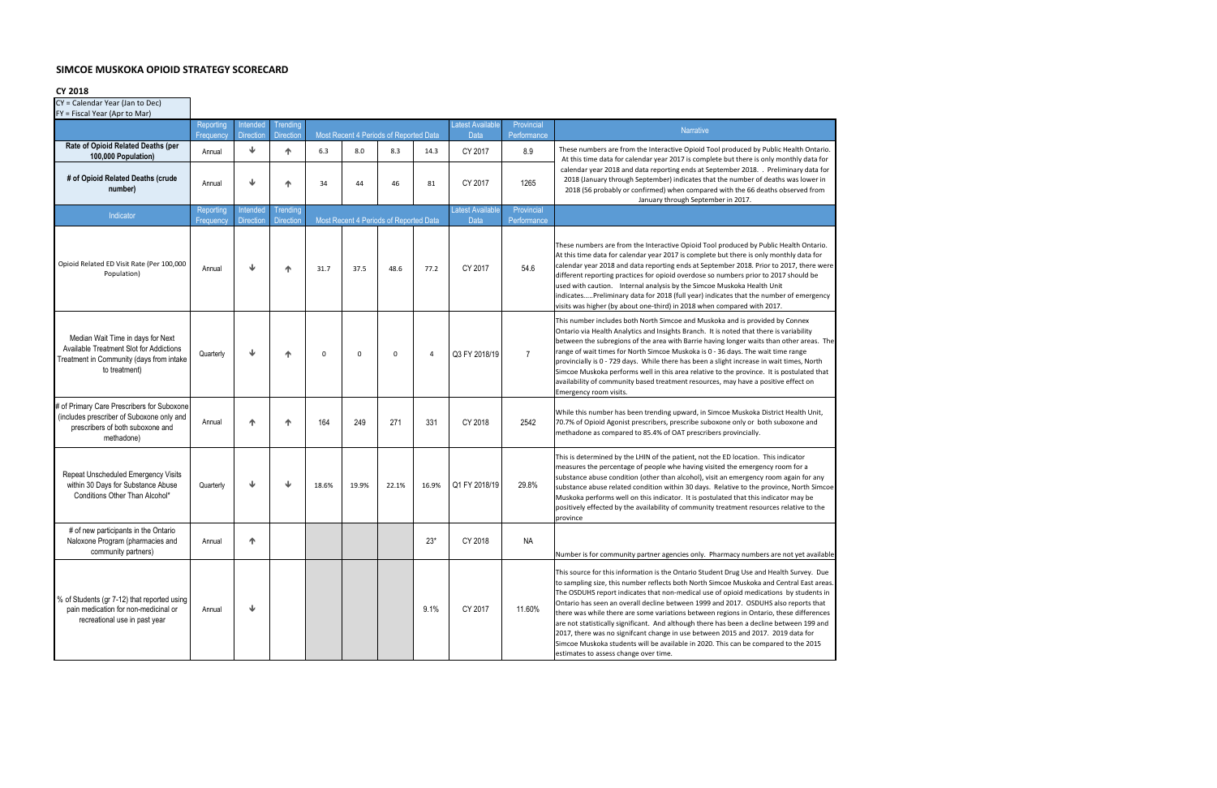## SIMCOE MUSKOKA OPIOID STRATEGY SCORECARD

### CY 2018

CY = Calendar Year (Jan to Dec)
FY = Fiscal Year (Apr to Mar)

| | Reporting Frequency | Intended Direction | Trending Direction | Most Recent 4 Periods of Reported Data | | | | Latest Available Data | Provincial Performance | Narrative |
|---|---|---|---|---|---|---|---|---|---|---|
| **Rate of Opioid Related Deaths (per 100,000 Population)** | Annual | ↓ | ↑ | 6.3 | 8.0 | 8.3 | 14.3 | CY 2017 | 8.9 | These numbers are from the Interactive Opioid Tool produced by Public Health Ontario. At this time data for calendar year 2017 is complete but there is only monthly data for calendar year 2018 and data reporting ends at September 2018. . Preliminary data for 2018 (January through September) indicates that the number of deaths was lower in 2018 (56 probably or confirmed) when compared with the 66 deaths observed from January through September in 2017. |
| **# of Opioid Related Deaths (crude number)** | Annual | ↓ | ↑ | 34 | 44 | 46 | 81 | CY 2017 | 1265 | |
| Indicator | Reporting Frequency | Intended Direction | Trending Direction | Most Recent 4 Periods of Reported Data | | | | Latest Available Data | Provincial Performance | |
| Opioid Related ED Visit Rate (Per 100,000 Population) | Annual | ↓ | ↑ | 31.7 | 37.5 | 48.6 | 77.2 | CY 2017 | 54.6 | These numbers are from the Interactive Opioid Tool produced by Public Health Ontario. At this time data for calendar year 2017 is complete but there is only monthly data for calendar year 2018 and data reporting ends at September 2018. Prior to 2017, there were different reporting practices for opioid overdose so numbers prior to 2017 should be used with caution. Internal analysis by the Simcoe Muskoka Health Unit indicates.....Preliminary data for 2018 (full year) indicates that the number of emergency visits was higher (by about one-third) in 2018 when compared with 2017. |
| Median Wait Time in days for Next Available Treatment Slot for Addictions Treatment in Community (days from intake to treatment) | Quarterly | ↓ | ↑ | 0 | 0 | 0 | 4 | Q3 FY 2018/19 | 7 | This number includes both North Simcoe and Muskoka and is provided by Connex Ontario via Health Analytics and Insights Branch. It is noted that there is variability between the subregions of the area with Barrie having longer waits than other areas. The range of wait times for North Simcoe Muskoka is 0 - 36 days. The wait time range provincially is 0 - 729 days. While there has been a slight increase in wait times, North Simcoe Muskoka performs well in this area relative to the province. It is postulated that availability of community based treatment resources, may have a positive effect on Emergency room visits. |
| # of Primary Care Prescribers for Suboxone (includes prescriber of Suboxone only and prescribers of both suboxone and methadone) | Annual | ↑ | ↑ | 164 | 249 | 271 | 331 | CY 2018 | 2542 | While this number has been trending upward, in Simcoe Muskoka District Health Unit, 70.7% of Opioid Agonist prescribers, prescribe suboxone only or both suboxone and methadone as compared to 85.4% of OAT prescribers provincially. |
| Repeat Unscheduled Emergency Visits within 30 Days for Substance Abuse Conditions Other Than Alcohol* | Quarterly | ↓ | ↓ | 18.6% | 19.9% | 22.1% | 16.9% | Q1 FY 2018/19 | 29.8% | This is determined by the LHIN of the patient, not the ED location. This indicator measures the percentage of people whe having visited the emergency room for a substance abuse condition (other than alcohol), visit an emergency room again for any substance abuse related condition within 30 days. Relative to the province, North Simcoe Muskoka performs well on this indicator. It is postulated that this indicator may be positively effected by the availability of community treatment resources relative to the province |
| # of new participants in the Ontario Naloxone Program (pharmacies and community partners) | Annual | ↑ | | | | | 23* | CY 2018 | NA | Number is for community partner agencies only. Pharmacy numbers are not yet available |
| % of Students (gr 7-12) that reported using pain medication for non-medicinal or recreational use in past year | Annual | ↓ | | | | | 9.1% | CY 2017 | 11.60% | This source for this information is the Ontario Student Drug Use and Health Survey. Due to sampling size, this number reflects both North Simcoe Muskoka and Central East areas. The OSDUHS report indicates that non-medical use of opioid medications by students in Ontario has seen an overall decline between 1999 and 2017. OSDUHS also reports that there was while there are some variations between regions in Ontario, these differences are not statistically significant. And although there has been a decline between 199 and 2017, there was no signifcant change in use between 2015 and 2017. 2019 data for Simcoe Muskoka students will be available in 2020. This can be compared to the 2015 estimates to assess change over time. |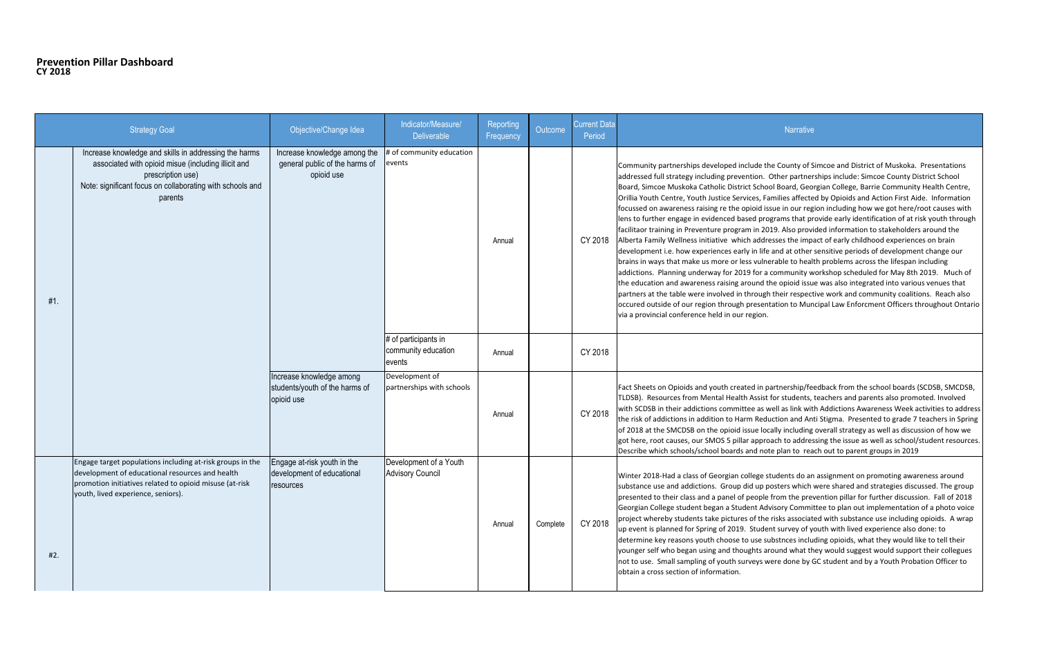# Prevention Pillar Dashboard

**CY 2018**

| | Strategy Goal | Objective/Change Idea | Indicator/Measure/ Deliverable | Reporting Frequency | Outcome | Current Data Period | Narrative |
|---|---|---|---|---|---|---|---|
| #1. | Increase knowledge and skills in addressing the harms associated with opioid misue (including illicit and prescription use) Note: significant focus on collaborating with schools and parents | Increase knowledge among the general public of the harms of opioid use | # of community education events | Annual | | CY 2018 | Community partnerships developed include the County of Simcoe and District of Muskoka. Presentations addressed full strategy including prevention. Other partnerships include: Simcoe County District School Board, Simcoe Muskoka Catholic District School Board, Georgian College, Barrie Community Health Centre, Orillia Youth Centre, Youth Justice Services, Families affected by Opioids and Action First Aide. Information focussed on awareness raising re the opioid issue in our region including how we got here/root causes with lens to further engage in evidenced based programs that provide early identification of at risk youth through facilitaor training in Preventure program in 2019. Also provided information to stakeholders around the Alberta Family Wellness initiative which addresses the impact of early childhood experiences on brain development i.e. how experiences early in life and at other sensitive periods of development change our brains in ways that make us more or less vulnerable to health problems across the lifespan including addictions. Planning underway for 2019 for a community workshop scheduled for May 8th 2019. Much of the education and awareness raising around the opioid issue was also integrated into various venues that partners at the table were involved in through their respective work and community coalitions. Reach also occured outside of our region through presentation to Muncipal Law Enforcment Officers throughout Ontario via a provincial conference held in our region. |
| | | | # of participants in community education events | Annual | | CY 2018 | |
| | | Increase knowledge among students/youth of the harms of opioid use | Development of partnerships with schools | Annual | | CY 2018 | Fact Sheets on Opioids and youth created in partnership/feedback from the school boards (SCDSB, SMCDSB, TLDSB). Resources from Mental Health Assist for students, teachers and parents also promoted. Involved with SCDSB in their addictions committee as well as link with Addictions Awareness Week activities to address the risk of addictions in addition to Harm Reduction and Anti Stigma. Presented to grade 7 teachers in Spring of 2018 at the SMCDSB on the opioid issue locally including overall strategy as well as discussion of how we got here, root causes, our SMOS 5 pillar approach to addressing the issue as well as school/student resources. Describe which schools/school boards and note plan to reach out to parent groups in 2019 |
| #2. | Engage target populations including at-risk groups in the development of educational resources and health promotion initiatives related to opioid misuse (at-risk youth, lived experience, seniors). | Engage at-risk youth in the development of educational resources | Development of a Youth Advisory Council | Annual | Complete | CY 2018 | Winter 2018-Had a class of Georgian college students do an assignment on promoting awareness around substance use and addictions. Group did up posters which were shared and strategies discussed. The group presented to their class and a panel of people from the prevention pillar for further discussion. Fall of 2018 Georgian College student began a Student Advisory Committee to plan out implementation of a photo voice project whereby students take pictures of the risks associated with substance use including opioids. A wrap up event is planned for Spring of 2019. Student survey of youth with lived experience also done: to determine key reasons youth choose to use substnces including opioids, what they would like to tell their younger self who began using and thoughts around what they would suggest would support their collegues not to use. Small sampling of youth surveys were done by GC student and by a Youth Probation Officer to obtain a cross section of information. |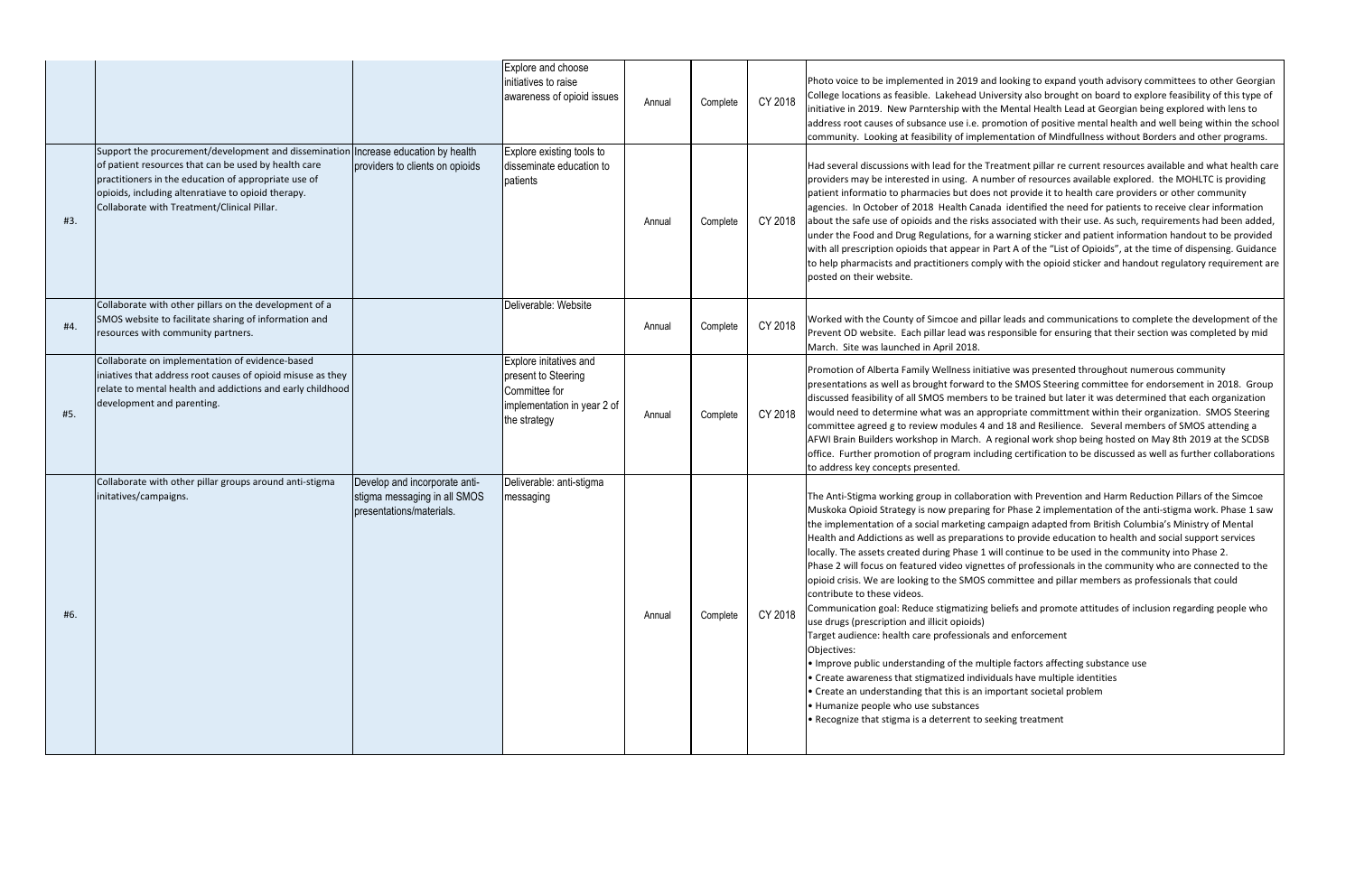|  |  |  | Explore and choose initiatives to raise awareness of opioid issues | Annual | Complete | CY 2018 | Photo voice to be implemented in 2019 and looking to expand youth advisory committees to other Georgian College locations as feasible. Lakehead University also brought on board to explore feasibility of this type of initiative in 2019. New Parnternship with the Mental Health Lead at Georgian being explored with lens to address root causes of subsance use i.e. promotion of positive mental health and well being within the school community. Looking at feasibility of implementation of Mindfullness without Borders and other programs. |
|---|---|---|---|---|---|---|---|
| #3. | Support the procurement/development and dissemination of patient resources that can be used by health care practitioners in the education of appropriate use of opioids, including altenratiave to opioid therapy. Collaborate with Treatment/Clinical Pillar. | Increase education by health providers to clients on opioids | Explore existing tools to disseminate education to patients | Annual | Complete | CY 2018 | Had several discussions with lead for the Treatment pillar re current resources available and what health care providers may be interested in using. A number of resources available explored. the MOHLTC is providing patient informatio to pharmacies but does not provide it to health care providers or other community agencies. In October of 2018 Health Canada identified the need for patients to receive clear information about the safe use of opioids and the risks associated with their use. As such, requirements had been added, under the Food and Drug Regulations, for a warning sticker and patient information handout to be provided with all prescription opioids that appear in Part A of the "List of Opioids", at the time of dispensing. Guidance to help pharmacists and practitioners comply with the opioid sticker and handout regulatory requirement are posted on their website. |
| #4. | Collaborate with other pillars on the development of a SMOS website to facilitate sharing of information and resources with community partners. |  | Deliverable: Website | Annual | Complete | CY 2018 | Worked with the County of Simcoe and pillar leads and communications to complete the development of the Prevent OD website. Each pillar lead was responsible for ensuring that their section was completed by mid March. Site was launched in April 2018. |
| #5. | Collaborate on implementation of evidence-based iniatives that address root causes of opioid misuse as they relate to mental health and addictions and early childhood development and parenting. |  | Explore initatives and present to Steering Committee for implementation in year 2 of the strategy | Annual | Complete | CY 2018 | Promotion of Alberta Family Wellness initiative was presented throughout numerous community presentations as well as brought forward to the SMOS Steering committee for endorsement in 2018. Group discussed feasibility of all SMOS members to be trained but later it was determined that each organization would need to determine what was an appropriate committment within their organization. SMOS Steering committee agreed g to review modules 4 and 18 and Resilience. Several members of SMOS attending a AFWI Brain Builders workshop in March. A regional work shop being hosted on May 8th 2019 at the SCDSB office. Further promotion of program including certification to be discussed as well as further collaborations to address key concepts presented. |
| #6. | Collaborate with other pillar groups around anti-stigma initatives/campaigns. | Develop and incorporate anti-stigma messaging in all SMOS presentations/materials. | Deliverable: anti-stigma messaging | Annual | Complete | CY 2018 | The Anti-Stigma working group in collaboration with Prevention and Harm Reduction Pillars of the Simcoe Muskoka Opioid Strategy is now preparing for Phase 2 implementation of the anti-stigma work. Phase 1 saw the implementation of a social marketing campaign adapted from British Columbia's Ministry of Mental Health and Addictions as well as preparations to provide education to health and social support services locally. The assets created during Phase 1 will continue to be used in the community into Phase 2.<br>Phase 2 will focus on featured video vignettes of professionals in the community who are connected to the opioid crisis. We are looking to the SMOS committee and pillar members as professionals that could contribute to these videos.<br>Communication goal: Reduce stigmatizing beliefs and promote attitudes of inclusion regarding people who use drugs (prescription and illicit opioids)<br>Target audience: health care professionals and enforcement<br>Objectives:<br>• Improve public understanding of the multiple factors affecting substance use<br>• Create awareness that stigmatized individuals have multiple identities<br>• Create an understanding that this is an important societal problem<br>• Humanize people who use substances<br>• Recognize that stigma is a deterrent to seeking treatment |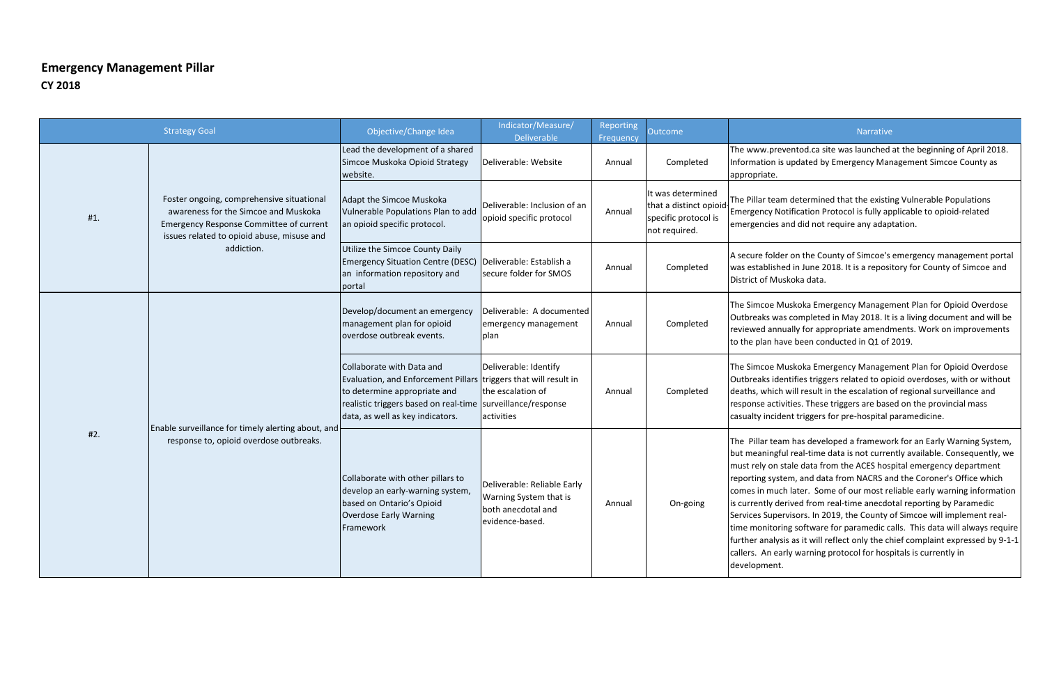## Emergency Management Pillar

**CY 2018**

| Strategy Goal | | Objective/Change Idea | Indicator/Measure/ Deliverable | Reporting Frequency | Outcome | Narrative |
|---|---|---|---|---|---|---|
| #1. | Foster ongoing, comprehensive situational awareness for the Simcoe and Muskoka Emergency Response Committee of current issues related to opioid abuse, misuse and addiction. | Lead the development of a shared Simcoe Muskoka Opioid Strategy website. | Deliverable: Website | Annual | Completed | The www.preventod.ca site was launched at the beginning of April 2018. Information is updated by Emergency Management Simcoe County as appropriate. |
| | | Adapt the Simcoe Muskoka Vulnerable Populations Plan to add an opioid specific protocol. | Deliverable: Inclusion of an opioid specific protocol | Annual | It was determined that a distinct opioid-specific protocol is not required. | The Pillar team determined that the existing Vulnerable Populations Emergency Notification Protocol is fully applicable to opioid-related emergencies and did not require any adaptation. |
| | | Utilize the Simcoe County Daily Emergency Situation Centre (DESC) an information repository and portal | Deliverable: Establish a secure folder for SMOS | Annual | Completed | A secure folder on the County of Simcoe's emergency management portal was established in June 2018. It is a repository for County of Simcoe and District of Muskoka data. |
| #2. | Enable surveillance for timely alerting about, and response to, opioid overdose outbreaks. | Develop/document an emergency management plan for opioid overdose outbreak events. | Deliverable: A documented emergency management plan | Annual | Completed | The Simcoe Muskoka Emergency Management Plan for Opioid Overdose Outbreaks was completed in May 2018. It is a living document and will be reviewed annually for appropriate amendments. Work on improvements to the plan have been conducted in Q1 of 2019. |
| | | Collaborate with Data and Evaluation, and Enforcement Pillars to determine appropriate and realistic triggers based on real-time data, as well as key indicators. | Deliverable: Identify triggers that will result in the escalation of surveillance/response activities | Annual | Completed | The Simcoe Muskoka Emergency Management Plan for Opioid Overdose Outbreaks identifies triggers related to opioid overdoses, with or without deaths, which will result in the escalation of regional surveillance and response activities. These triggers are based on the provincial mass casualty incident triggers for pre-hospital paramedicine. |
| | | Collaborate with other pillars to develop an early-warning system, based on Ontario's Opioid Overdose Early Warning Framework | Deliverable: Reliable Early Warning System that is both anecdotal and evidence-based. | Annual | On-going | The Pillar team has developed a framework for an Early Warning System, but meaningful real-time data is not currently available. Consequently, we must rely on stale data from the ACES hospital emergency department reporting system, and data from NACRS and the Coroner's Office which comes in much later. Some of our most reliable early warning information is currently derived from real-time anecdotal reporting by Paramedic Services Supervisors. In 2019, the County of Simcoe will implement real-time monitoring software for paramedic calls. This data will always require further analysis as it will reflect only the chief complaint expressed by 9-1-1 callers. An early warning protocol for hospitals is currently in development. |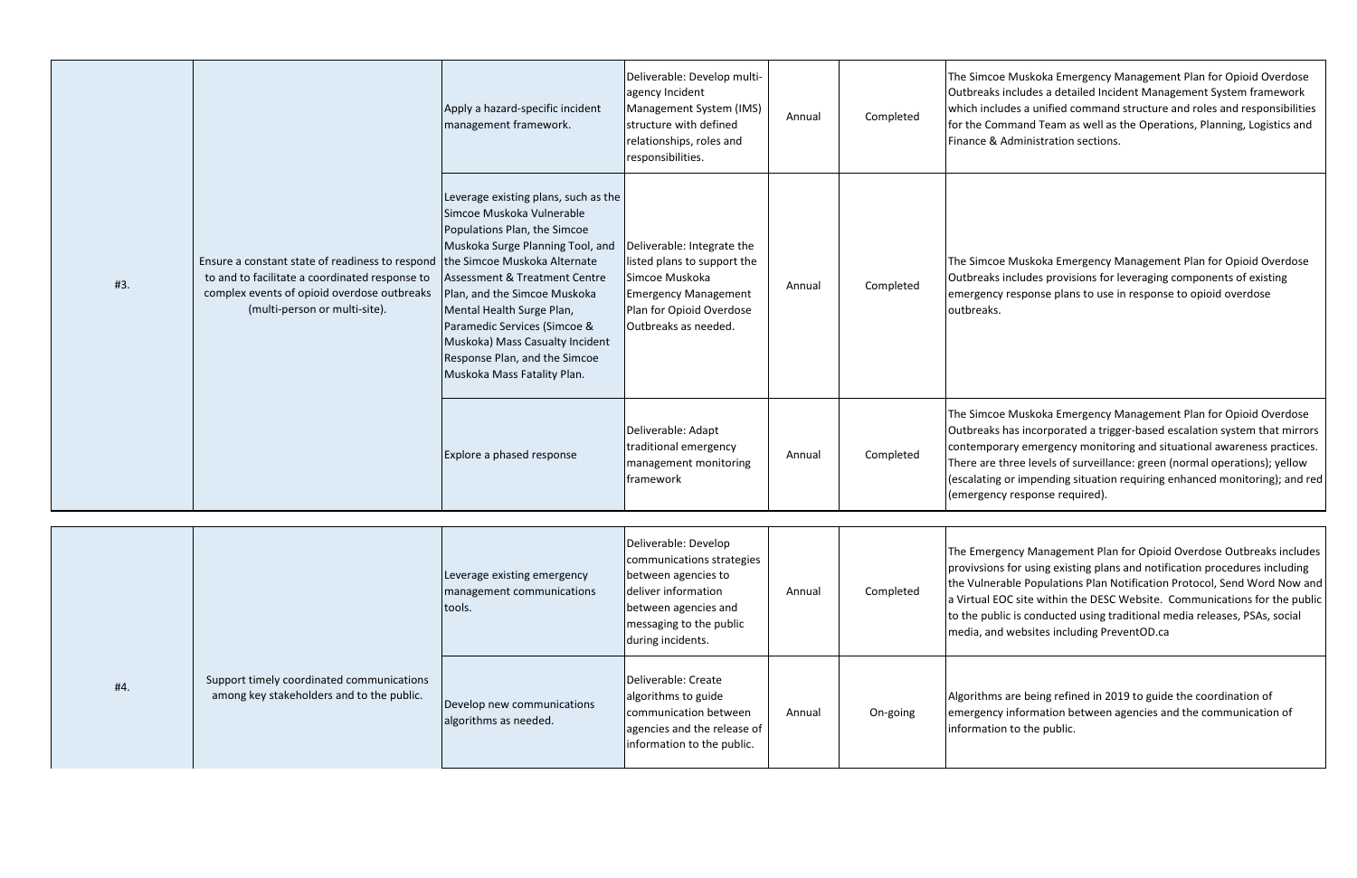| | | | | | | |
|---|---|---|---|---|---|---|
| #3. | Ensure a constant state of readiness to respond to and to facilitate a coordinated response to complex events of opioid overdose outbreaks (multi-person or multi-site). | Apply a hazard-specific incident management framework. | Deliverable: Develop multi-agency Incident Management System (IMS) structure with defined relationships, roles and responsibilities. | Annual | Completed | The Simcoe Muskoka Emergency Management Plan for Opioid Overdose Outbreaks includes a detailed Incident Management System framework which includes a unified command structure and roles and responsibilities for the Command Team as well as the Operations, Planning, Logistics and Finance & Administration sections. |
| | | Leverage existing plans, such as the Simcoe Muskoka Vulnerable Populations Plan, the Simcoe Muskoka Surge Planning Tool, and the Simcoe Muskoka Alternate Assessment & Treatment Centre Plan, and the Simcoe Muskoka Mental Health Surge Plan, Paramedic Services (Simcoe & Muskoka) Mass Casualty Incident Response Plan, and the Simcoe Muskoka Mass Fatality Plan. | Deliverable: Integrate the listed plans to support the Simcoe Muskoka Emergency Management Plan for Opioid Overdose Outbreaks as needed. | Annual | Completed | The Simcoe Muskoka Emergency Management Plan for Opioid Overdose Outbreaks includes provisions for leveraging components of existing emergency response plans to use in response to opioid overdose outbreaks. |
| | | Explore a phased response | Deliverable: Adapt traditional emergency management monitoring framework | Annual | Completed | The Simcoe Muskoka Emergency Management Plan for Opioid Overdose Outbreaks has incorporated a trigger-based escalation system that mirrors contemporary emergency monitoring and situational awareness practices. There are three levels of surveillance: green (normal operations); yellow (escalating or impending situation requiring enhanced monitoring); and red (emergency response required). |
| #4. | Support timely coordinated communications among key stakeholders and to the public. | Leverage existing emergency management communications tools. | Deliverable: Develop communications strategies between agencies to deliver information between agencies and messaging to the public during incidents. | Annual | Completed | The Emergency Management Plan for Opioid Overdose Outbreaks includes provivsions for using existing plans and notification procedures including the Vulnerable Populations Plan Notification Protocol, Send Word Now and a Virtual EOC site within the DESC Website. Communications for the public to the public is conducted using traditional media releases, PSAs, social media, and websites including PreventOD.ca |
| | | Develop new communications algorithms as needed. | Deliverable: Create algorithms to guide communication between agencies and the release of information to the public. | Annual | On-going | Algorithms are being refined in 2019 to guide the coordination of emergency information between agencies and the communication of information to the public. |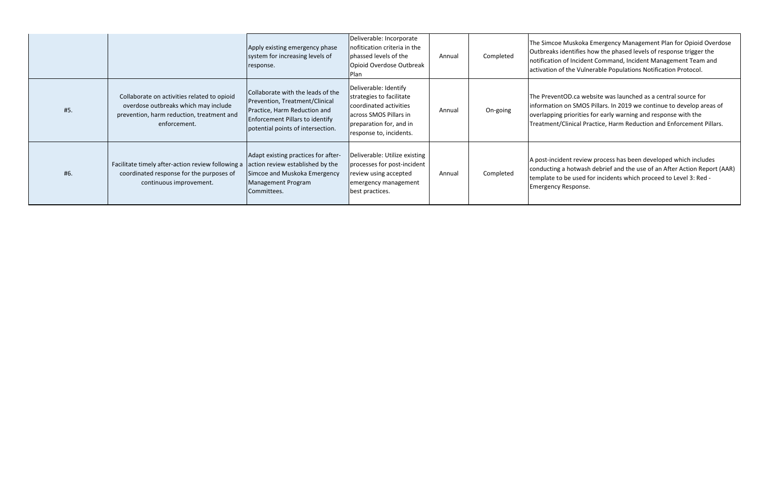| | | | | | | |
|---|---|---|---|---|---|---|
| | | Apply existing emergency phase system for increasing levels of response. | Deliverable: Incorporate nofitication criteria in the phassed levels of the Opioid Overdose Outbreak Plan | Annual | Completed | The Simcoe Muskoka Emergency Management Plan for Opioid Overdose Outbreaks identifies how the phased levels of response trigger the notification of Incident Command, Incident Management Team and activation of the Vulnerable Populations Notification Protocol. |
| #5. | Collaborate on activities related to opioid overdose outbreaks which may include prevention, harm reduction, treatment and enforcement. | Collaborate with the leads of the Prevention, Treatment/Clinical Practice, Harm Reduction and Enforcement Pillars to identify potential points of intersection. | Deliverable: Identify strategies to facilitate coordinated activities across SMOS Pillars in preparation for, and in response to, incidents. | Annual | On-going | The PreventOD.ca website was launched as a central source for information on SMOS Pillars. In 2019 we continue to develop areas of overlapping priorities for early warning and response with the Treatment/Clinical Practice, Harm Reduction and Enforcement Pillars. |
| #6. | Facilitate timely after-action review following a coordinated response for the purposes of continuous improvement. | Adapt existing practices for after-action review established by the Simcoe and Muskoka Emergency Management Program Committees. | Deliverable: Utilize existing processes for post-incident review using accepted emergency management best practices. | Annual | Completed | A post-incident review process has been developed which includes conducting a hotwash debrief and the use of an After Action Report (AAR) template to be used for incidents which proceed to Level 3: Red - Emergency Response. |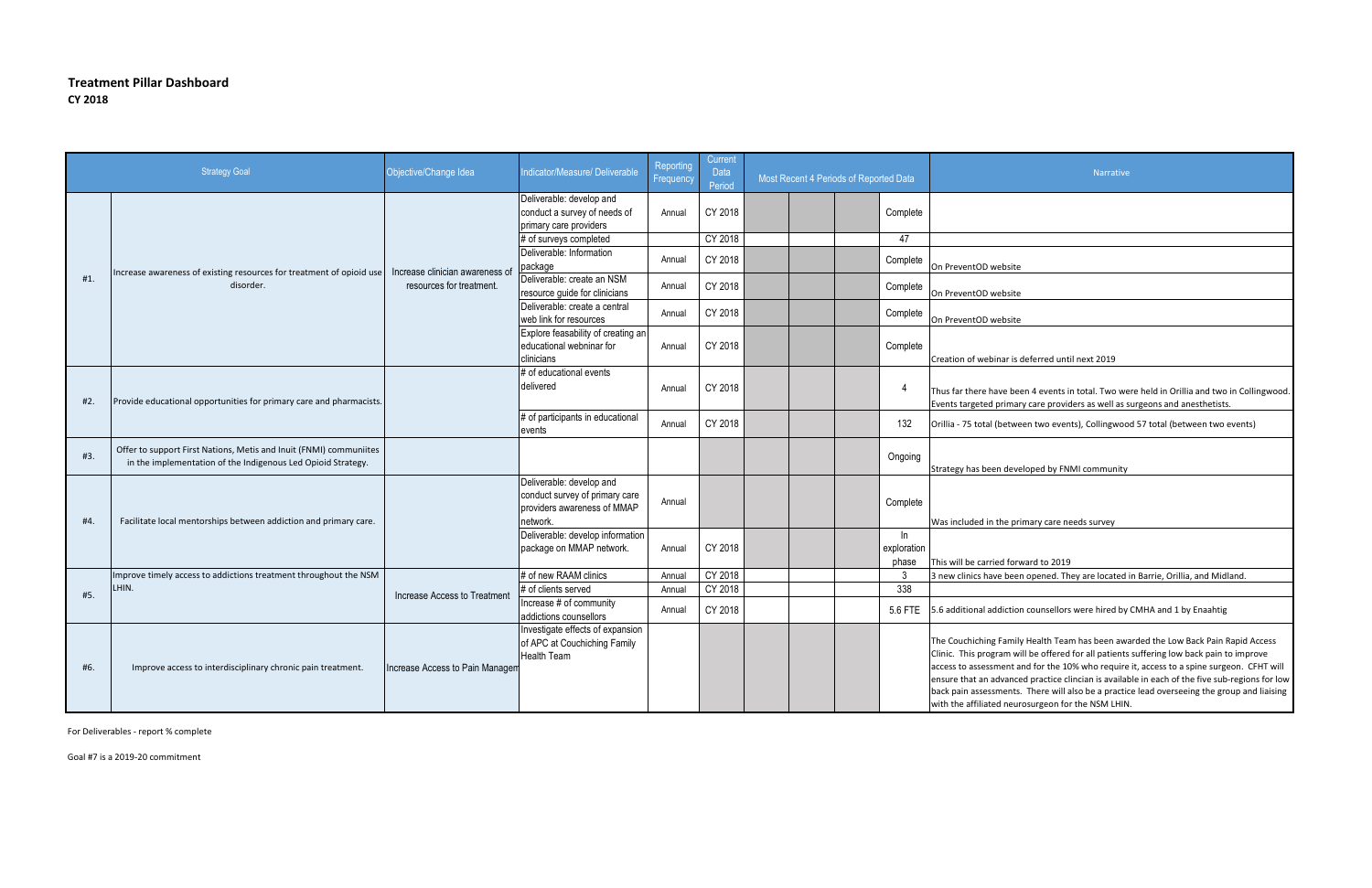# Treatment Pillar Dashboard

**CY 2018**

| Strategy Goal | | Objective/Change Idea | Indicator/Measure/ Deliverable | Reporting Frequency | Current Data Period | Most Recent 4 Periods of Reported Data | | | | Narrative |
|---|---|---|---|---|---|---|---|---|---|---|
| #1. | Increase awareness of existing resources for treatment of opioid use disorder. | Increase clinician awareness of resources for treatment. | Deliverable: develop and conduct a survey of needs of primary care providers | Annual | CY 2018 | | | | Complete | |
| | | | # of surveys completed | | CY 2018 | | | | 47 | |
| | | | Deliverable: Information package | Annual | CY 2018 | | | | Complete | On PreventOD website |
| | | | Deliverable: create an NSM resource guide for clinicians | Annual | CY 2018 | | | | Complete | On PreventOD website |
| | | | Deliverable: create a central web link for resources | Annual | CY 2018 | | | | Complete | On PreventOD website |
| | | | Explore feasability of creating an educational webninar for clinicians | Annual | CY 2018 | | | | Complete | Creation of webinar is deferred until next 2019 |
| #2. | Provide educational opportunities for primary care and pharmacists. | | # of educational events delivered | Annual | CY 2018 | | | | 4 | Thus far there have been 4 events in total. Two were held in Orillia and two in Collingwood. Events targeted primary care providers as well as surgeons and anesthetists. |
| | | | # of participants in educational events | Annual | CY 2018 | | | | 132 | Orillia - 75 total (between two events), Collingwood 57 total (between two events) |
| #3. | Offer to support First Nations, Metis and Inuit (FNMI) communiites in the implementation of the Indigenous Led Opioid Strategy. | | | | | | | | Ongoing | Strategy has been developed by FNMI community |
| #4. | Facilitate local mentorships between addiction and primary care. | | Deliverable: develop and conduct survey of primary care providers awareness of MMAP network. | Annual | | | | | Complete | Was included in the primary care needs survey |
| | | | Deliverable: develop information package on MMAP network. | Annual | CY 2018 | | | | In exploration phase | This will be carried forward to 2019 |
| #5. | Improve timely access to addictions treatment throughout the NSM LHIN. | Increase Access to Treatment | # of new RAAM clinics | Annual | CY 2018 | | | | 3 | 3 new clinics have been opened. They are located in Barrie, Orillia, and Midland. |
| | | | # of clients served | Annual | CY 2018 | | | | 338 | |
| | | | Increase # of community addictions counsellors | Annual | CY 2018 | | | | 5.6 FTE | 5.6 additional addiction counsellors were hired by CMHA and 1 by Enaahtig |
| #6. | Improve access to interdisciplinary chronic pain treatment. | Increase Access to Pain Managem | Investigate effects of expansion of APC at Couchiching Family Health Team | | | | | | | The Couchiching Family Health Team has been awarded the Low Back Pain Rapid Access Clinic. This program will be offered for all patients suffering low back pain to improve access to assessment and for the 10% who require it, access to a spine surgeon. CFHT will ensure that an advanced practice clincian is available in each of the five sub-regions for low back pain assessments. There will also be a practice lead overseeing the group and liaising with the affiliated neurosurgeon for the NSM LHIN. |

For Deliverables - report % complete

Goal #7 is a 2019-20 commitment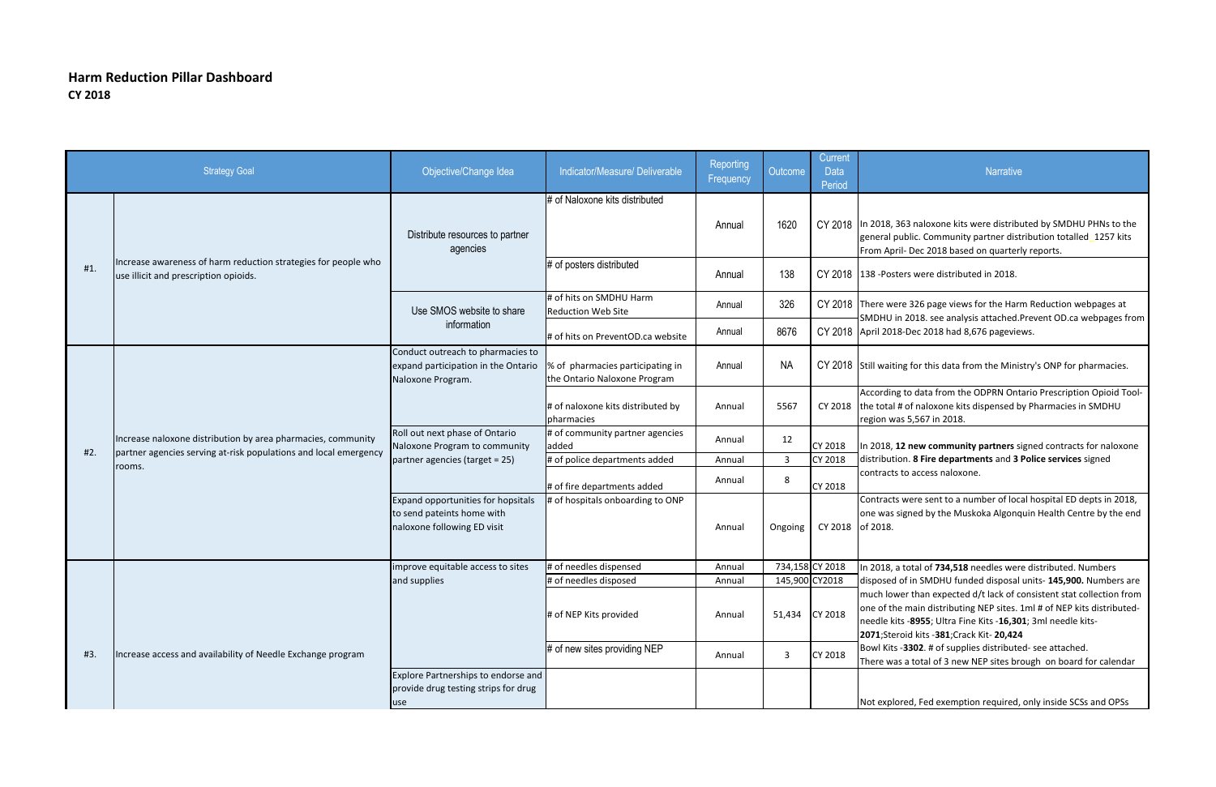## Harm Reduction Pillar Dashboard

**CY 2018**

| Strategy Goal | | Objective/Change Idea | Indicator/Measure/ Deliverable | Reporting Frequency | Outcome | Current Data Period | Narrative |
|---|---|---|---|---|---|---|---|
| #1. | Increase awareness of harm reduction strategies for people who use illicit and prescription opioids. | Distribute resources to partner agencies | # of Naloxone kits distributed | Annual | 1620 | CY 2018 | In 2018, 363 naloxone kits were distributed by SMDHU PHNs to the general public. Community partner distribution totalled 1257 kits From April- Dec 2018 based on quarterly reports. |
| | | | # of posters distributed | Annual | 138 | CY 2018 | 138 -Posters were distributed in 2018. |
| | | Use SMOS website to share information | # of hits on SMDHU Harm Reduction Web Site | Annual | 326 | CY 2018 | There were 326 page views for the Harm Reduction webpages at SMDHU in 2018. see analysis attached.Prevent OD.ca webpages from April 2018-Dec 2018 had 8,676 pageviews. |
| | | | # of hits on PreventOD.ca website | Annual | 8676 | CY 2018 | |
| #2. | Increase naloxone distribution by area pharmacies, community partner agencies serving at-risk populations and local emergency rooms. | Conduct outreach to pharmacies to expand participation in the Ontario Naloxone Program. | % of pharmacies participating in the Ontario Naloxone Program | Annual | NA | CY 2018 | Still waiting for this data from the Ministry's ONP for pharmacies. |
| | | | # of naloxone kits distributed by pharmacies | Annual | 5567 | CY 2018 | According to data from the ODPRN Ontario Prescription Opioid Tool- the total # of naloxone kits dispensed by Pharmacies in SMDHU region was 5,567 in 2018. |
| | | Roll out next phase of Ontario Naloxone Program to community partner agencies (target = 25) | # of community partner agencies added | Annual | 12 | CY 2018 | In 2018, **12 new community partners** signed contracts for naloxone distribution. **8 Fire departments** and **3 Police services** signed contracts to access naloxone. |
| | | | # of police departments added | Annual | 3 | CY 2018 | |
| | | | # of fire departments added | Annual | 8 | CY 2018 | |
| | | Expand opportunities for hospitals to send pateints home with naloxone following ED visit | # of hospitals onboarding to ONP | Annual | Ongoing | CY 2018 | Contracts were sent to a number of local hospital ED depts in 2018, one was signed by the Muskoka Algonquin Health Centre by the end of 2018. |
| #3. | Increase access and availability of Needle Exchange program | improve equitable access to sites and supplies | # of needles dispensed | Annual | 734,158 | CY 2018 | In 2018, a total of **734,518** needles were distributed. Numbers disposed of in SMDHU funded disposal units- **145,900.** Numbers are much lower than expected d/t lack of consistent stat collection from one of the main distributing NEP sites. 1ml # of NEP kits distributed- needle kits -**8955**; Ultra Fine Kits -**16,301**; 3ml needle kits- **2071**;Steroid kits -**381**;Crack Kit- **20,424** Bowl Kits -**3302**. # of supplies distributed- see attached. There was a total of 3 new NEP sites brough on board for calendar |
| | | | # of needles disposed | Annual | 145,900 | CY2018 | |
| | | | # of NEP Kits provided | Annual | 51,434 | CY 2018 | |
| | | | # of new sites providing NEP | Annual | 3 | CY 2018 | |
| | | Explore Partnerships to endorse and provide drug testing strips for drug use | | | | | Not explored, Fed exemption required, only inside SCSs and OPSs |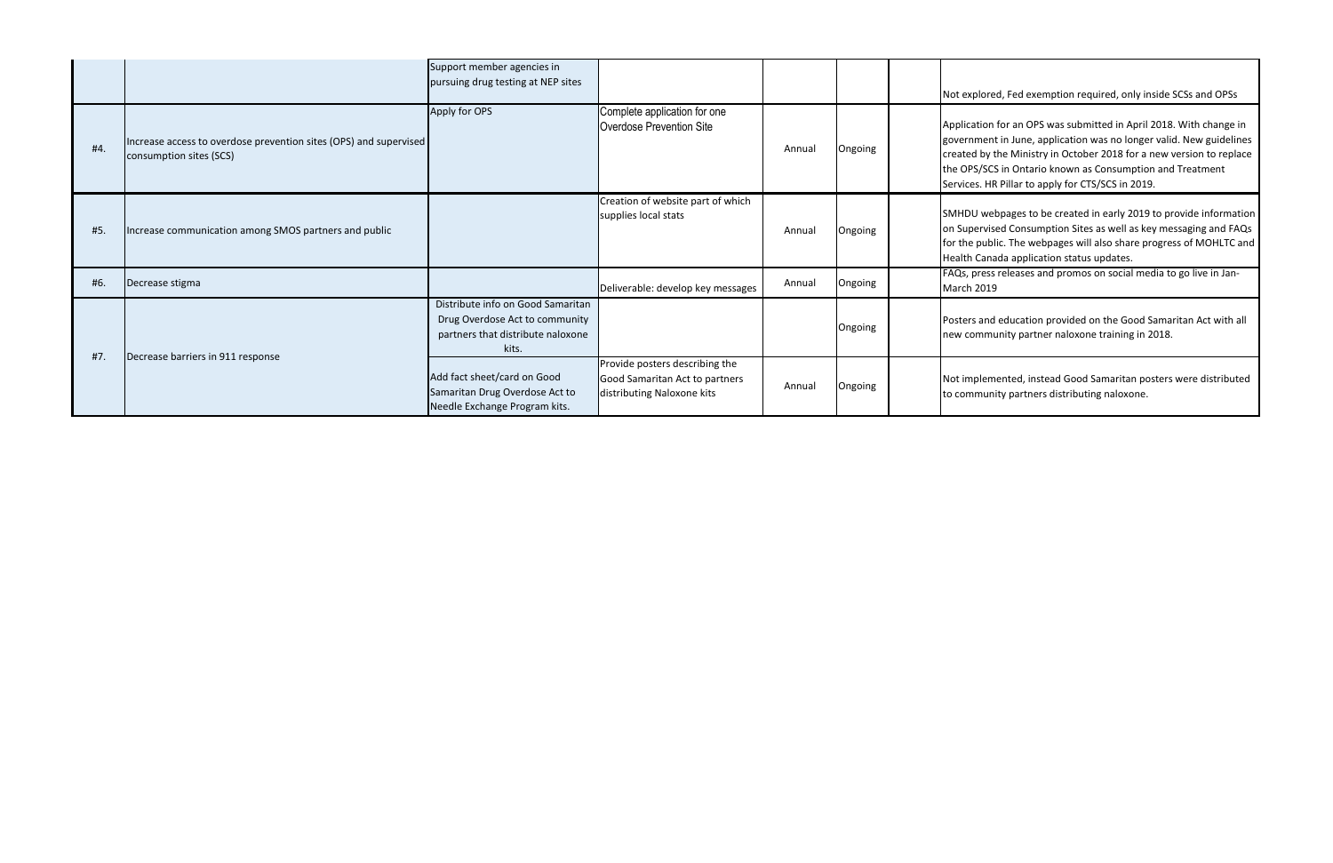| | | | | | | | |
|---|---|---|---|---|---|---|---|
| | | Support member agencies in pursuing drug testing at NEP sites | | | | | Not explored, Fed exemption required, only inside SCSs and OPSs |
| #4. | Increase access to overdose prevention sites (OPS) and supervised consumption sites (SCS) | Apply for OPS | Complete application for one Overdose Prevention Site | Annual | Ongoing | | Application for an OPS was submitted in April 2018. With change in government in June, application was no longer valid. New guidelines created by the Ministry in October 2018 for a new version to replace the OPS/SCS in Ontario known as Consumption and Treatment Services. HR Pillar to apply for CTS/SCS in 2019. |
| #5. | Increase communication among SMOS partners and public | | Creation of website part of which supplies local stats | Annual | Ongoing | | SMHDU webpages to be created in early 2019 to provide information on Supervised Consumption Sites as well as key messaging and FAQs for the public. The webpages will also share progress of MOHLTC and Health Canada application status updates. |
| #6. | Decrease stigma | | Deliverable: develop key messages | Annual | Ongoing | | FAQs, press releases and promos on social media to go live in Jan-March 2019 |
| #7. | Decrease barriers in 911 response | Distribute info on Good Samaritan Drug Overdose Act to community partners that distribute naloxone kits. | | | Ongoing | | Posters and education provided on the Good Samaritan Act with all new community partner naloxone training in 2018. |
| | | Add fact sheet/card on Good Samaritan Drug Overdose Act to Needle Exchange Program kits. | Provide posters describing the Good Samaritan Act to partners distributing Naloxone kits | Annual | Ongoing | | Not implemented, instead Good Samaritan posters were distributed to community partners distributing naloxone. |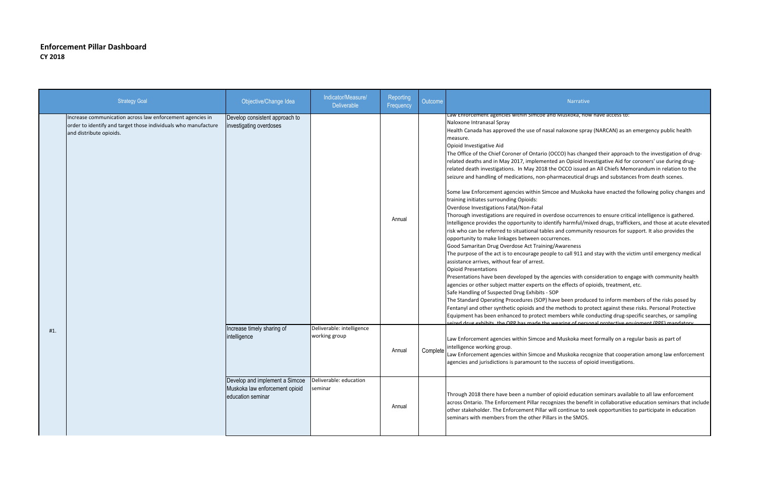## Enforcement Pillar Dashboard
**CY 2018**

| | Strategy Goal | Objective/Change Idea | Indicator/Measure/ Deliverable | Reporting Frequency | Outcome | Narrative |
|---|---|---|---|---|---|---|
| #1. | Increase communication across law enforcement agencies in order to identify and target those individuals who manufacture and distribute opioids. | Develop consistent approach to investigating overdoses | | Annual | | Law Enforcement agencies within Simcoe and Muskoka, now have access to: Naloxone Intranasal Spray Health Canada has approved the use of nasal naloxone spray (NARCAN) as an emergency public health measure. Opioid Investigative Aid The Office of the Chief Coroner of Ontario (OCCO) has changed their approach to the investigation of drug-related deaths and in May 2017, implemented an Opioid Investigative Aid for coroners' use during drug-related death investigations. In May 2018 the OCCO issued an All Chiefs Memorandum in relation to the seizure and handling of medications, non-pharmaceutical drugs and substances from death scenes. Some law Enforcement agencies within Simcoe and Muskoka have enacted the following policy changes and training initiates surrounding Opioids: Overdose Investigations Fatal/Non-Fatal Thorough investigations are required in overdose occurrences to ensure critical intelligence is gathered. Intelligence provides the opportunity to identify harmful/mixed drugs, traffickers, and those at acute elevated risk who can be referred to situational tables and community resources for support. It also provides the opportunity to make linkages between occurrences. Good Samaritan Drug Overdose Act Training/Awareness The purpose of the act is to encourage people to call 911 and stay with the victim until emergency medical assistance arrives, without fear of arrest. Opioid Presentations Presentations have been developed by the agencies with consideration to engage with community health agencies or other subject matter experts on the effects of opioids, treatment, etc. Safe Handling of Suspected Drug Exhibits - SOP The Standard Operating Procedures (SOP) have been produced to inform members of the risks posed by Fentanyl and other synthetic opioids and the methods to protect against these risks. Personal Protective Equipment has been enhanced to protect members while conducting drug-specific searches, or sampling seized drug exhibits, the OPP has made the wearing of personal protective equipment (PPE) mandatory. |
| | | Increase timely sharing of intelligence | Deliverable: intelligence working group | Annual | Complete | Law Enforcement agencies within Simcoe and Muskoka meet formally on a regular basis as part of intelligence working group. Law Enforcement agencies within Simcoe and Muskoka recognize that cooperation among law enforcement agencies and jurisdictions is paramount to the success of opioid investigations. |
| | | Develop and implement a Simcoe Muskoka law enforcement opioid education seminar | Deliverable: education seminar | Annual | | Through 2018 there have been a number of opioid education seminars available to all law enforcement across Ontario. The Enforcement Pillar recognizes the benefit in collaborative education seminars that include other stakeholder. The Enforcement Pillar will continue to seek opportunities to participate in education seminars with members from the other Pillars in the SMOS. |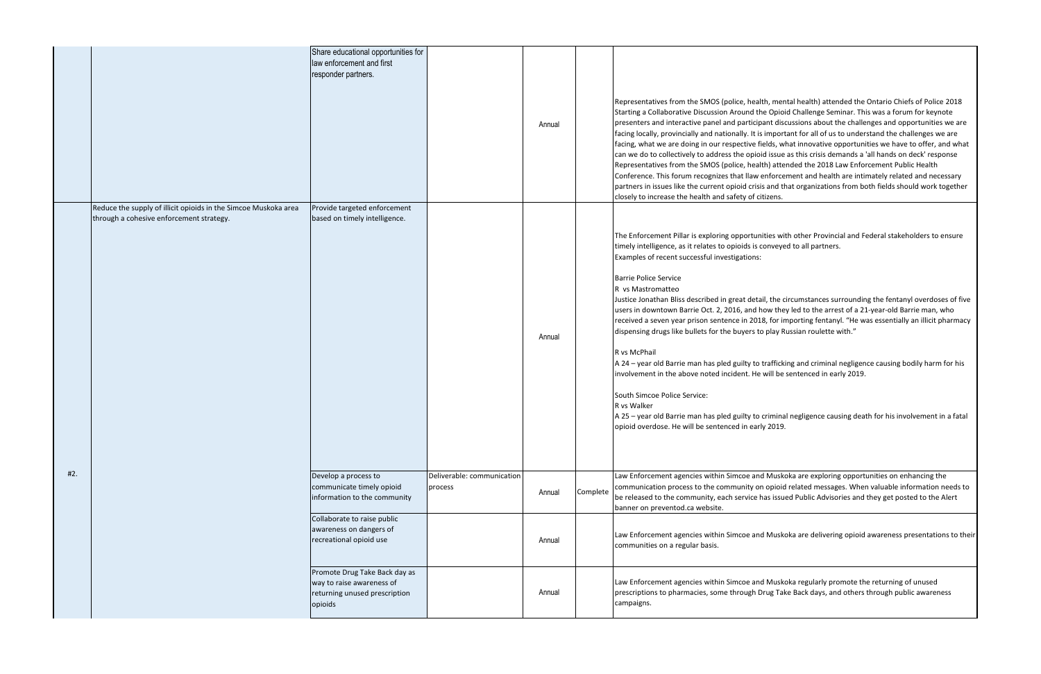| | | | | | | |
|---|---|---|---|---|---|---|
| | | Share educational opportunities for law enforcement and first responder partners. | | Annual | | Representatives from the SMOS (police, health, mental health) attended the Ontario Chiefs of Police 2018 Starting a Collaborative Discussion Around the Opioid Challenge Seminar. This was a forum for keynote presenters and interactive panel and participant discussions about the challenges and opportunities we are facing locally, provincially and nationally. It is important for all of us to understand the challenges we are facing, what we are doing in our respective fields, what innovative opportunities we have to offer, and what can we do to collectively to address the opioid issue as this crisis demands a 'all hands on deck' response Representatives from the SMOS (police, health) attended the 2018 Law Enforcement Public Health Conference. This forum recognizes that llaw enforcement and health are intimately related and necessary partners in issues like the current opioid crisis and that organizations from both fields should work together closely to increase the health and safety of citizens. |
| #2. | Reduce the supply of illicit opioids in the Simcoe Muskoka area through a cohesive enforcement strategy. | Provide targeted enforcement based on timely intelligence. | | Annual | | The Enforcement Pillar is exploring opportunities with other Provincial and Federal stakeholders to ensure timely intelligence, as it relates to opioids is conveyed to all partners.<br>Examples of recent successful investigations:<br><br>Barrie Police Service<br>R vs Mastromatteo<br>Justice Jonathan Bliss described in great detail, the circumstances surrounding the fentanyl overdoses of five users in downtown Barrie Oct. 2, 2016, and how they led to the arrest of a 21-year-old Barrie man, who received a seven year prison sentence in 2018, for importing fentanyl. "He was essentially an illicit pharmacy dispensing drugs like bullets for the buyers to play Russian roulette with."<br><br>R vs McPhail<br>A 24 – year old Barrie man has pled guilty to trafficking and criminal negligence causing bodily harm for his involvement in the above noted incident. He will be sentenced in early 2019.<br><br>South Simcoe Police Service:<br>R vs Walker<br>A 25 – year old Barrie man has pled guilty to criminal negligence causing death for his involvement in a fatal opioid overdose. He will be sentenced in early 2019. |
| | | Develop a process to communicate timely opioid information to the community | Deliverable: communication process | Annual | Complete | Law Enforcement agencies within Simcoe and Muskoka are exploring opportunities on enhancing the communication process to the community on opioid related messages. When valuable information needs to be released to the community, each service has issued Public Advisories and they get posted to the Alert banner on preventod.ca website. |
| | | Collaborate to raise public awareness on dangers of recreational opioid use | | Annual | | Law Enforcement agencies within Simcoe and Muskoka are delivering opioid awareness presentations to their communities on a regular basis. |
| | | Promote Drug Take Back day as way to raise awareness of returning unused prescription opioids | | Annual | | Law Enforcement agencies within Simcoe and Muskoka regularly promote the returning of unused prescriptions to pharmacies, some through Drug Take Back days, and others through public awareness campaigns. |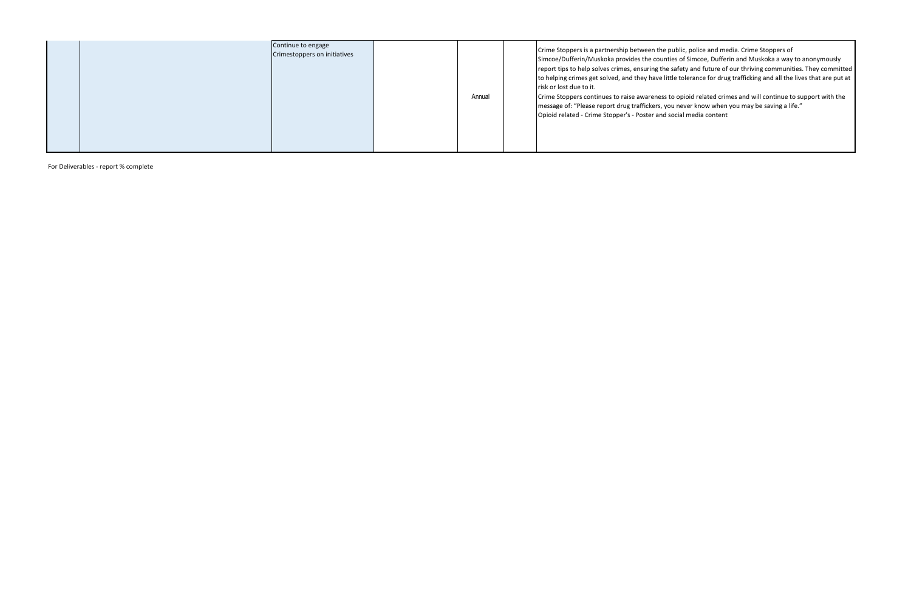| | | | | | | |
|---|---|---|---|---|---|---|
| | | Continue to engage Crimestoppers on initiatives | | Annual | | Crime Stoppers is a partnership between the public, police and media. Crime Stoppers of Simcoe/Dufferin/Muskoka provides the counties of Simcoe, Dufferin and Muskoka a way to anonymously report tips to help solves crimes, ensuring the safety and future of our thriving communities. They committed to helping crimes get solved, and they have little tolerance for drug trafficking and all the lives that are put at risk or lost due to it.<br>Crime Stoppers continues to raise awareness to opioid related crimes and will continue to support with the message of: "Please report drug traffickers, you never know when you may be saving a life."<br>Opioid related - Crime Stopper's - Poster and social media content |

For Deliverables - report % complete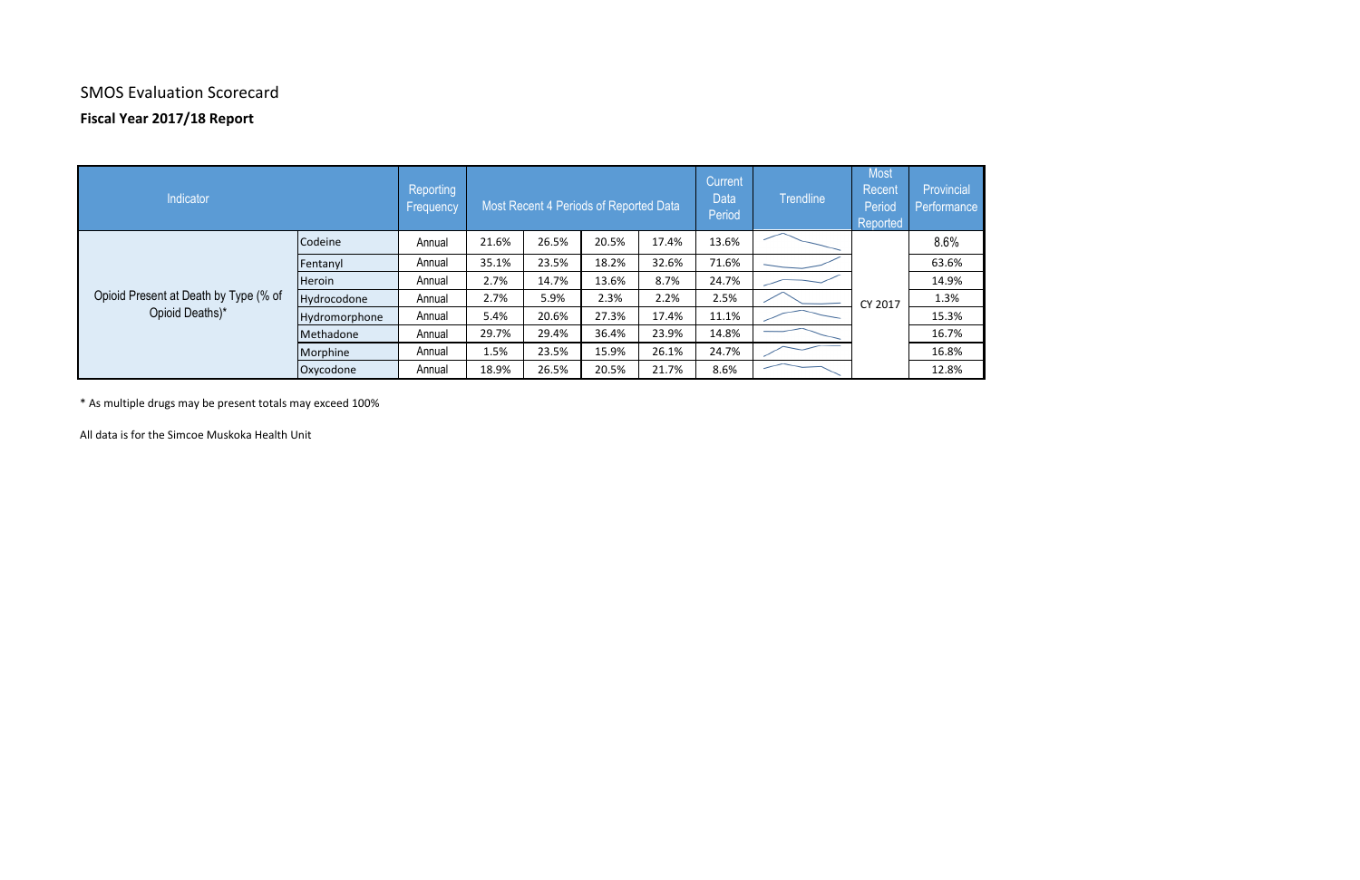SMOS Evaluation Scorecard

**Fiscal Year 2017/18 Report**

| Indicator | | Reporting Frequency | Most Recent 4 Periods of Reported Data | | | | Current Data Period | Trendline | Most Recent Period Reported | Provincial Performance |
|---|---|---|---|---|---|---|---|---|---|---|
| Opioid Present at Death by Type (% of Opioid Deaths)* | Codeine | Annual | 21.6% | 26.5% | 20.5% | 17.4% | 13.6% | | CY 2017 | 8.6% |
| | Fentanyl | Annual | 35.1% | 23.5% | 18.2% | 32.6% | 71.6% | | | 63.6% |
| | Heroin | Annual | 2.7% | 14.7% | 13.6% | 8.7% | 24.7% | | | 14.9% |
| | Hydrocodone | Annual | 2.7% | 5.9% | 2.3% | 2.2% | 2.5% | | | 1.3% |
| | Hydromorphone | Annual | 5.4% | 20.6% | 27.3% | 17.4% | 11.1% | | | 15.3% |
| | Methadone | Annual | 29.7% | 29.4% | 36.4% | 23.9% | 14.8% | | | 16.7% |
| | Morphine | Annual | 1.5% | 23.5% | 15.9% | 26.1% | 24.7% | | | 16.8% |
| | Oxycodone | Annual | 18.9% | 26.5% | 20.5% | 21.7% | 8.6% | | | 12.8% |

* As multiple drugs may be present totals may exceed 100%

All data is for the Simcoe Muskoka Health Unit